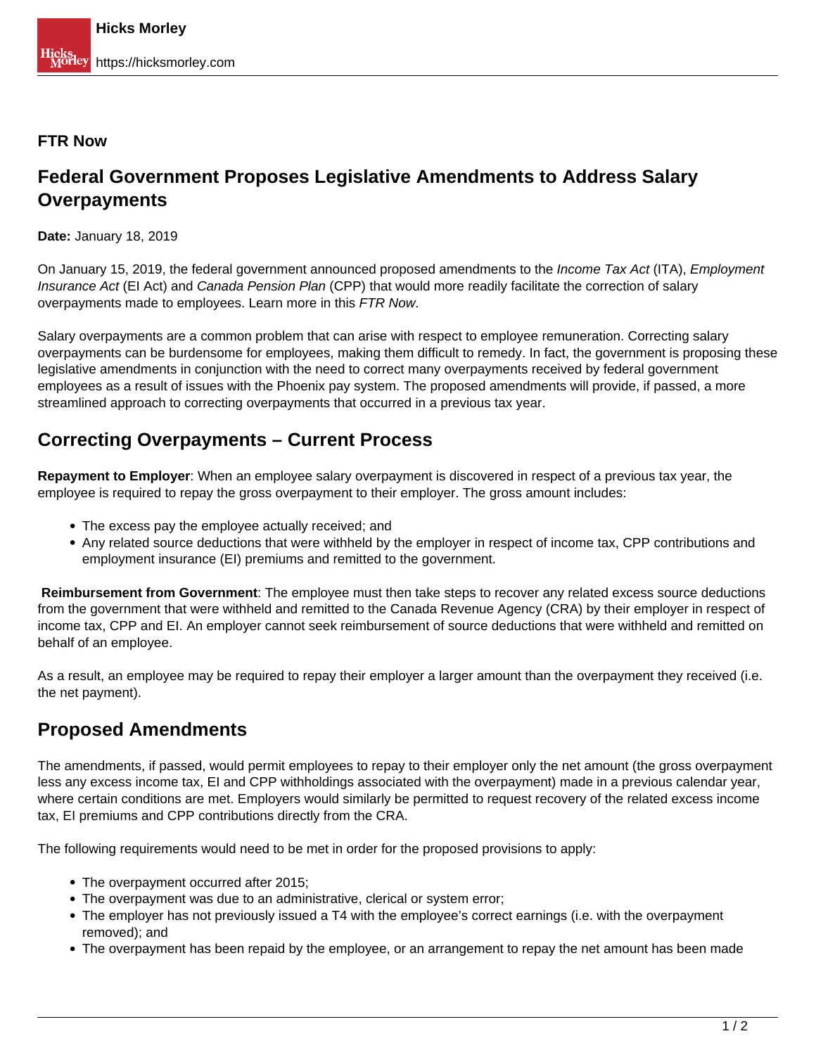**FTR Now**

# Federal Government Proposes Legislative Amendments to Address Salary Overpayments

**Date:** January 18, 2019

On January 15, 2019, the federal government announced proposed amendments to the *Income Tax Act* (ITA), *Employment Insurance Act* (EI Act) and *Canada Pension Plan* (CPP) that would more readily facilitate the correction of salary overpayments made to employees. Learn more in this *FTR Now*.

Salary overpayments are a common problem that can arise with respect to employee remuneration. Correcting salary overpayments can be burdensome for employees, making them difficult to remedy. In fact, the government is proposing these legislative amendments in conjunction with the need to correct many overpayments received by federal government employees as a result of issues with the Phoenix pay system. The proposed amendments will provide, if passed, a more streamlined approach to correcting overpayments that occurred in a previous tax year.

## Correcting Overpayments – Current Process

**Repayment to Employer**: When an employee salary overpayment is discovered in respect of a previous tax year, the employee is required to repay the gross overpayment to their employer. The gross amount includes:

- The excess pay the employee actually received; and
- Any related source deductions that were withheld by the employer in respect of income tax, CPP contributions and employment insurance (EI) premiums and remitted to the government.

**Reimbursement from Government**: The employee must then take steps to recover any related excess source deductions from the government that were withheld and remitted to the Canada Revenue Agency (CRA) by their employer in respect of income tax, CPP and EI. An employer cannot seek reimbursement of source deductions that were withheld and remitted on behalf of an employee.

As a result, an employee may be required to repay their employer a larger amount than the overpayment they received (i.e. the net payment).

## Proposed Amendments

The amendments, if passed, would permit employees to repay to their employer only the net amount (the gross overpayment less any excess income tax, EI and CPP withholdings associated with the overpayment) made in a previous calendar year, where certain conditions are met. Employers would similarly be permitted to request recovery of the related excess income tax, EI premiums and CPP contributions directly from the CRA.

The following requirements would need to be met in order for the proposed provisions to apply:

- The overpayment occurred after 2015;
- The overpayment was due to an administrative, clerical or system error;
- The employer has not previously issued a T4 with the employee's correct earnings (i.e. with the overpayment removed); and
- The overpayment has been repaid by the employee, or an arrangement to repay the net amount has been made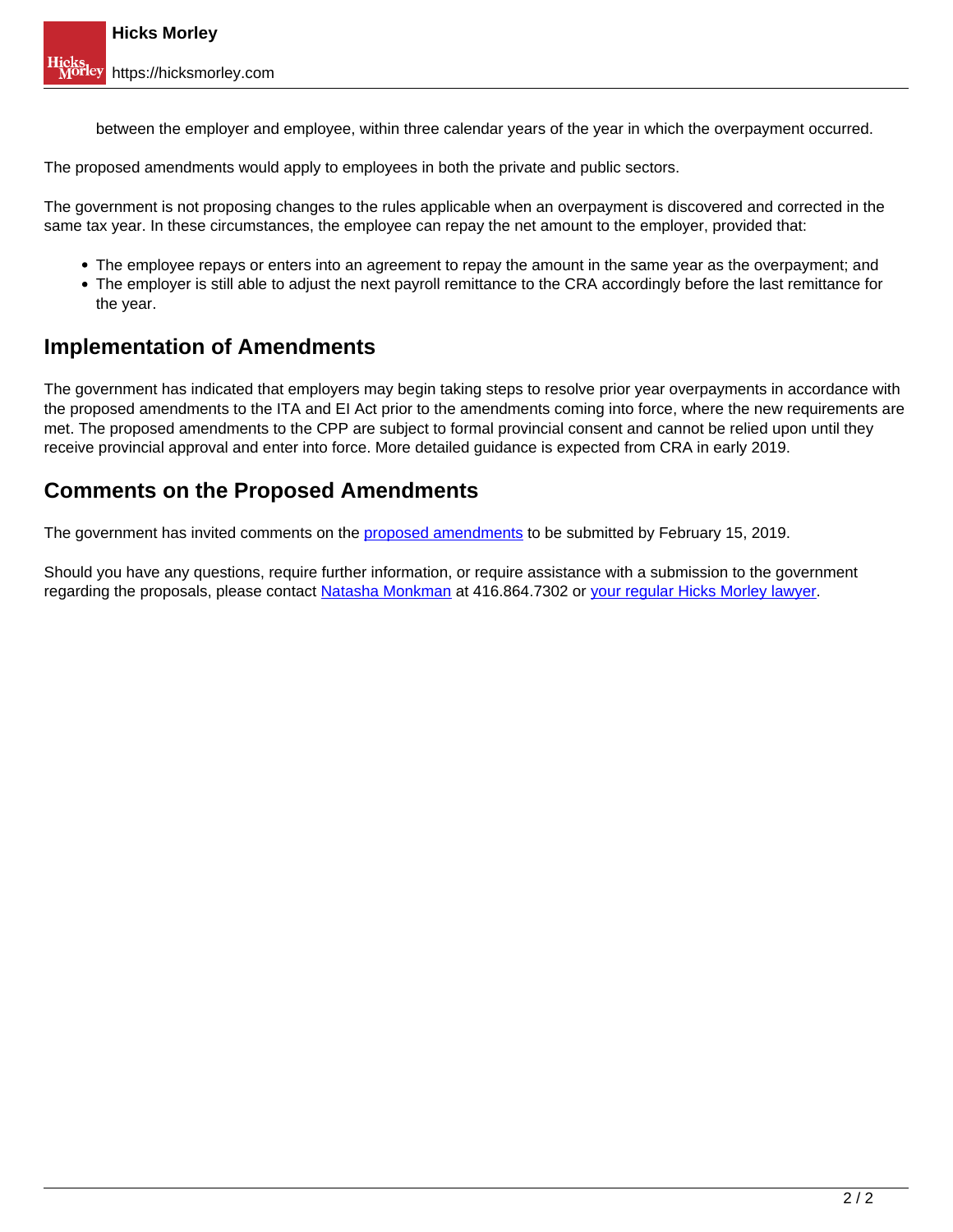between the employer and employee, within three calendar years of the year in which the overpayment occurred.

The proposed amendments would apply to employees in both the private and public sectors.

The government is not proposing changes to the rules applicable when an overpayment is discovered and corrected in the same tax year. In these circumstances, the employee can repay the net amount to the employer, provided that:

- The employee repays or enters into an agreement to repay the amount in the same year as the overpayment; and
- The employer is still able to adjust the next payroll remittance to the CRA accordingly before the last remittance for the year.

## Implementation of Amendments

The government has indicated that employers may begin taking steps to resolve prior year overpayments in accordance with the proposed amendments to the ITA and EI Act prior to the amendments coming into force, where the new requirements are met. The proposed amendments to the CPP are subject to formal provincial consent and cannot be relied upon until they receive provincial approval and enter into force. More detailed guidance is expected from CRA in early 2019.

## Comments on the Proposed Amendments

The government has invited comments on the proposed amendments to be submitted by February 15, 2019.

Should you have any questions, require further information, or require assistance with a submission to the government regarding the proposals, please contact Natasha Monkman at 416.864.7302 or your regular Hicks Morley lawyer.